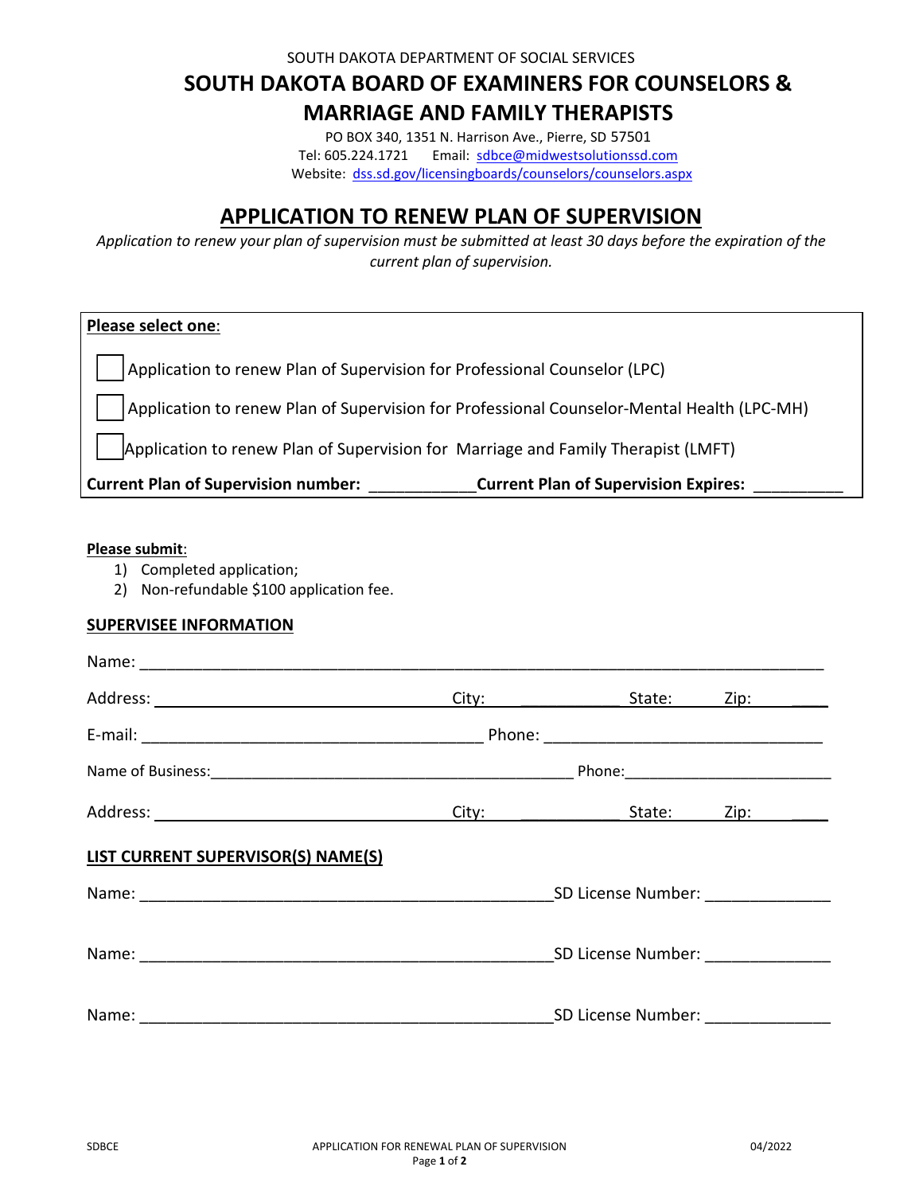SOUTH DAKOTA DEPARTMENT OF SOCIAL SERVICES

# SOUTH DAKOTA BOARD OF EXAMINERS FOR COUNSELORS & MARRIAGE AND FAMILY THERAPISTS

PO BOX 340, 1351 N. Harrison Ave., Pierre, SD 57501
Tel: 605.224.1721 Email: sdbce@midwestsolutionssd.com
Website: dss.sd.gov/licensingboards/counselors/counselors.aspx

## APPLICATION TO RENEW PLAN OF SUPERVISION

*Application to renew your plan of supervision must be submitted at least 30 days before the expiration of the current plan of supervision.*

**Please select one**:

☐ Application to renew Plan of Supervision for Professional Counselor (LPC)

☐ Application to renew Plan of Supervision for Professional Counselor-Mental Health (LPC-MH)

☐ Application to renew Plan of Supervision for Marriage and Family Therapist (LMFT)

**Current Plan of Supervision number:** ____________ **Current Plan of Supervision Expires:** __________

**Please submit**:

1) Completed application;
2) Non-refundable $100 application fee.

### SUPERVISEE INFORMATION

Name: ______________________________________________________________________________

Address: ________________________________ City: ____________ State: ______ Zip: ________

E-mail: _______________________________________ Phone: _______________________________

Name of Business: ___________________________________________ Phone: ________________________

Address: ________________________________ City: ____________ State: ______ Zip: ________

### LIST CURRENT SUPERVISOR(S) NAME(S)

Name: _______________________________________________ SD License Number: ______________

Name: _______________________________________________ SD License Number: ______________

Name: _______________________________________________ SD License Number: ______________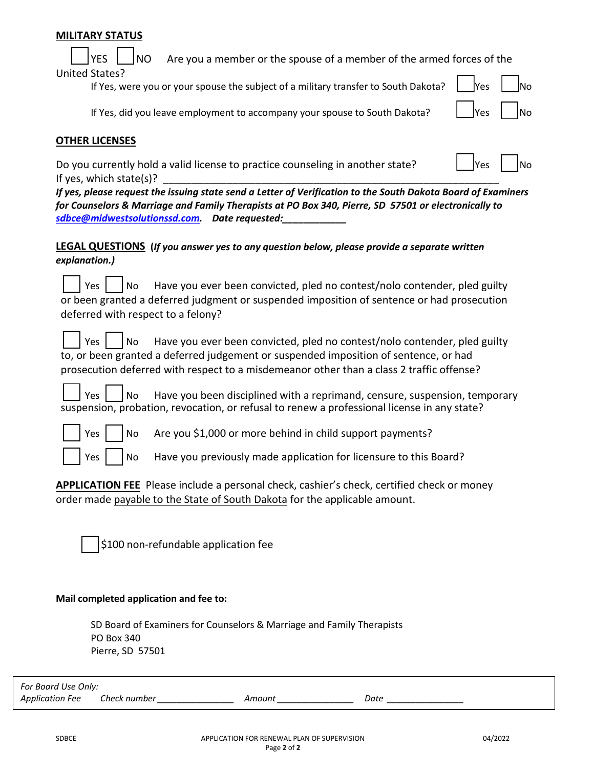**MILITARY STATUS**

☐ YES ☐ NO Are you a member or the spouse of a member of the armed forces of the United States?

If Yes, were you or your spouse the subject of a military transfer to South Dakota? ☐ Yes ☐ No

If Yes, did you leave employment to accompany your spouse to South Dakota? ☐ Yes ☐ No

**OTHER LICENSES**

Do you currently hold a valid license to practice counseling in another state? ☐ Yes ☐ No

If yes, which state(s)? ___________________________________________________________

***If yes, please request the issuing state send a Letter of Verification to the South Dakota Board of Examiners for Counselors & Marriage and Family Therapists at PO Box 340, Pierre, SD 57501 or electronically to sdbce@midwestsolutionssd.com. Date requested:___________***

**LEGAL QUESTIONS** **(*If you answer yes to any question below, please provide a separate written explanation.)***

☐ Yes ☐ No Have you ever been convicted, pled no contest/nolo contender, pled guilty or been granted a deferred judgment or suspended imposition of sentence or had prosecution deferred with respect to a felony?

☐ Yes ☐ No Have you ever been convicted, pled no contest/nolo contender, pled guilty to, or been granted a deferred judgement or suspended imposition of sentence, or had prosecution deferred with respect to a misdemeanor other than a class 2 traffic offense?

☐ Yes ☐ No Have you been disciplined with a reprimand, censure, suspension, temporary suspension, probation, revocation, or refusal to renew a professional license in any state?

☐ Yes ☐ No Are you $1,000 or more behind in child support payments?

☐ Yes ☐ No Have you previously made application for licensure to this Board?

**APPLICATION FEE** Please include a personal check, cashier's check, certified check or money order made payable to the State of South Dakota for the applicable amount.

☐ $100 non-refundable application fee

**Mail completed application and fee to:**

SD Board of Examiners for Counselors & Marriage and Family Therapists
PO Box 340
Pierre, SD 57501

*For Board Use Only:*
*Application Fee* *Check number* _______________ *Amount* _______________ *Date* _______________